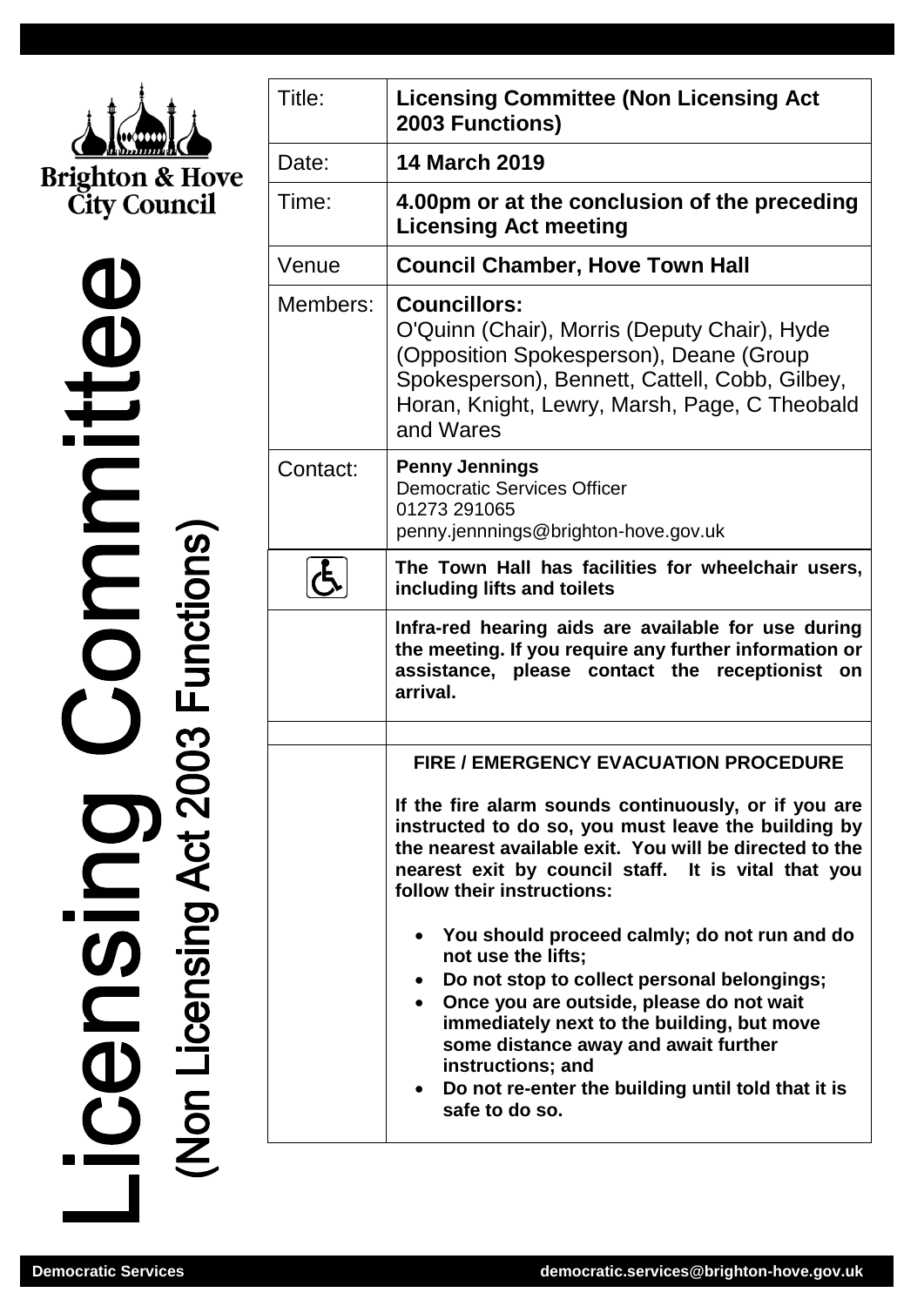Brighton & Hove City Council

# Licensing Committee
## (Non Licensing Act 2003 Functions)

| Title: | **Licensing Committee (Non Licensing Act 2003 Functions)** |
|---|---|
| Date: | **14 March 2019** |
| Time: | **4.00pm or at the conclusion of the preceding Licensing Act meeting** |
| Venue | **Council Chamber, Hove Town Hall** |
| Members: | **Councillors:** O'Quinn (Chair), Morris (Deputy Chair), Hyde (Opposition Spokesperson), Deane (Group Spokesperson), Bennett, Cattell, Cobb, Gilbey, Horan, Knight, Lewry, Marsh, Page, C Theobald and Wares |
| Contact: | **Penny Jennings** Democratic Services Officer 01273 291065 penny.jennnings@brighton-hove.gov.uk |
| | **The Town Hall has facilities for wheelchair users, including lifts and toilets** |
| | **Infra-red hearing aids are available for use during the meeting. If you require any further information or assistance, please contact the receptionist on arrival.** |
| | |
| | **FIRE / EMERGENCY EVACUATION PROCEDURE** |

**If the fire alarm sounds continuously, or if you are instructed to do so, you must leave the building by the nearest available exit. You will be directed to the nearest exit by council staff. It is vital that you follow their instructions:**

- **You should proceed calmly; do not run and do not use the lifts;**
- **Do not stop to collect personal belongings;**
- **Once you are outside, please do not wait immediately next to the building, but move some distance away and await further instructions; and**
- **Do not re-enter the building until told that it is safe to do so.**

Democratic Services democratic.services@brighton-hove.gov.uk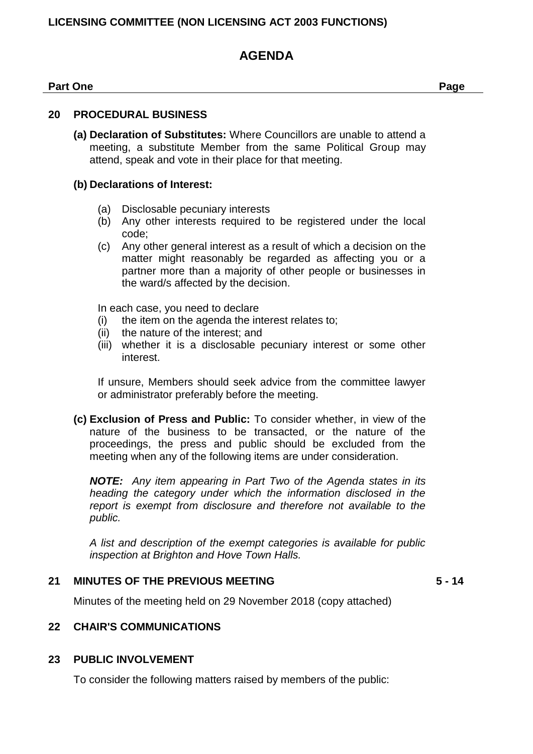**LICENSING COMMITTEE (NON LICENSING ACT 2003 FUNCTIONS)**

# AGENDA

**Part One** **Page**

## 20 PROCEDURAL BUSINESS

**(a) Declaration of Substitutes:** Where Councillors are unable to attend a meeting, a substitute Member from the same Political Group may attend, speak and vote in their place for that meeting.

**(b) Declarations of Interest:**

(a) Disclosable pecuniary interests
(b) Any other interests required to be registered under the local code;
(c) Any other general interest as a result of which a decision on the matter might reasonably be regarded as affecting you or a partner more than a majority of other people or businesses in the ward/s affected by the decision.

In each case, you need to declare
(i) the item on the agenda the interest relates to;
(ii) the nature of the interest; and
(iii) whether it is a disclosable pecuniary interest or some other interest.

If unsure, Members should seek advice from the committee lawyer or administrator preferably before the meeting.

**(c) Exclusion of Press and Public:** To consider whether, in view of the nature of the business to be transacted, or the nature of the proceedings, the press and public should be excluded from the meeting when any of the following items are under consideration.

***NOTE:*** *Any item appearing in Part Two of the Agenda states in its heading the category under which the information disclosed in the report is exempt from disclosure and therefore not available to the public.*

*A list and description of the exempt categories is available for public inspection at Brighton and Hove Town Halls.*

## 21 MINUTES OF THE PREVIOUS MEETING — 5 - 14

Minutes of the meeting held on 29 November 2018 (copy attached)

## 22 CHAIR'S COMMUNICATIONS

## 23 PUBLIC INVOLVEMENT

To consider the following matters raised by members of the public: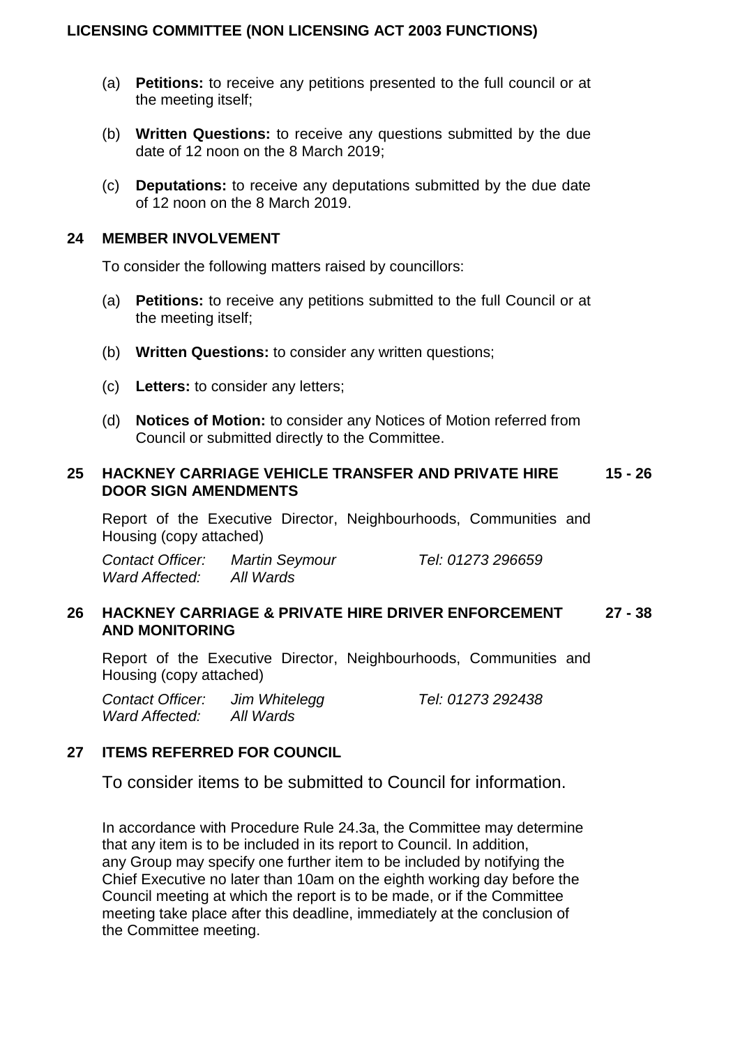**LICENSING COMMITTEE (NON LICENSING ACT 2003 FUNCTIONS)**

(a) **Petitions:** to receive any petitions presented to the full council or at the meeting itself;

(b) **Written Questions:** to receive any questions submitted by the due date of 12 noon on the 8 March 2019;

(c) **Deputations:** to receive any deputations submitted by the due date of 12 noon on the 8 March 2019.

## 24 MEMBER INVOLVEMENT

To consider the following matters raised by councillors:

(a) **Petitions:** to receive any petitions submitted to the full Council or at the meeting itself;

(b) **Written Questions:** to consider any written questions;

(c) **Letters:** to consider any letters;

(d) **Notices of Motion:** to consider any Notices of Motion referred from Council or submitted directly to the Committee.

## 25 HACKNEY CARRIAGE VEHICLE TRANSFER AND PRIVATE HIRE DOOR SIGN AMENDMENTS — 15 - 26

Report of the Executive Director, Neighbourhoods, Communities and Housing (copy attached)

*Contact Officer:* *Martin Seymour* *Tel: 01273 296659*
*Ward Affected:* *All Wards*

## 26 HACKNEY CARRIAGE & PRIVATE HIRE DRIVER ENFORCEMENT AND MONITORING — 27 - 38

Report of the Executive Director, Neighbourhoods, Communities and Housing (copy attached)

*Contact Officer:* *Jim Whitelegg* *Tel: 01273 292438*
*Ward Affected:* *All Wards*

## 27 ITEMS REFERRED FOR COUNCIL

To consider items to be submitted to Council for information.

In accordance with Procedure Rule 24.3a, the Committee may determine that any item is to be included in its report to Council. In addition, any Group may specify one further item to be included by notifying the Chief Executive no later than 10am on the eighth working day before the Council meeting at which the report is to be made, or if the Committee meeting take place after this deadline, immediately at the conclusion of the Committee meeting.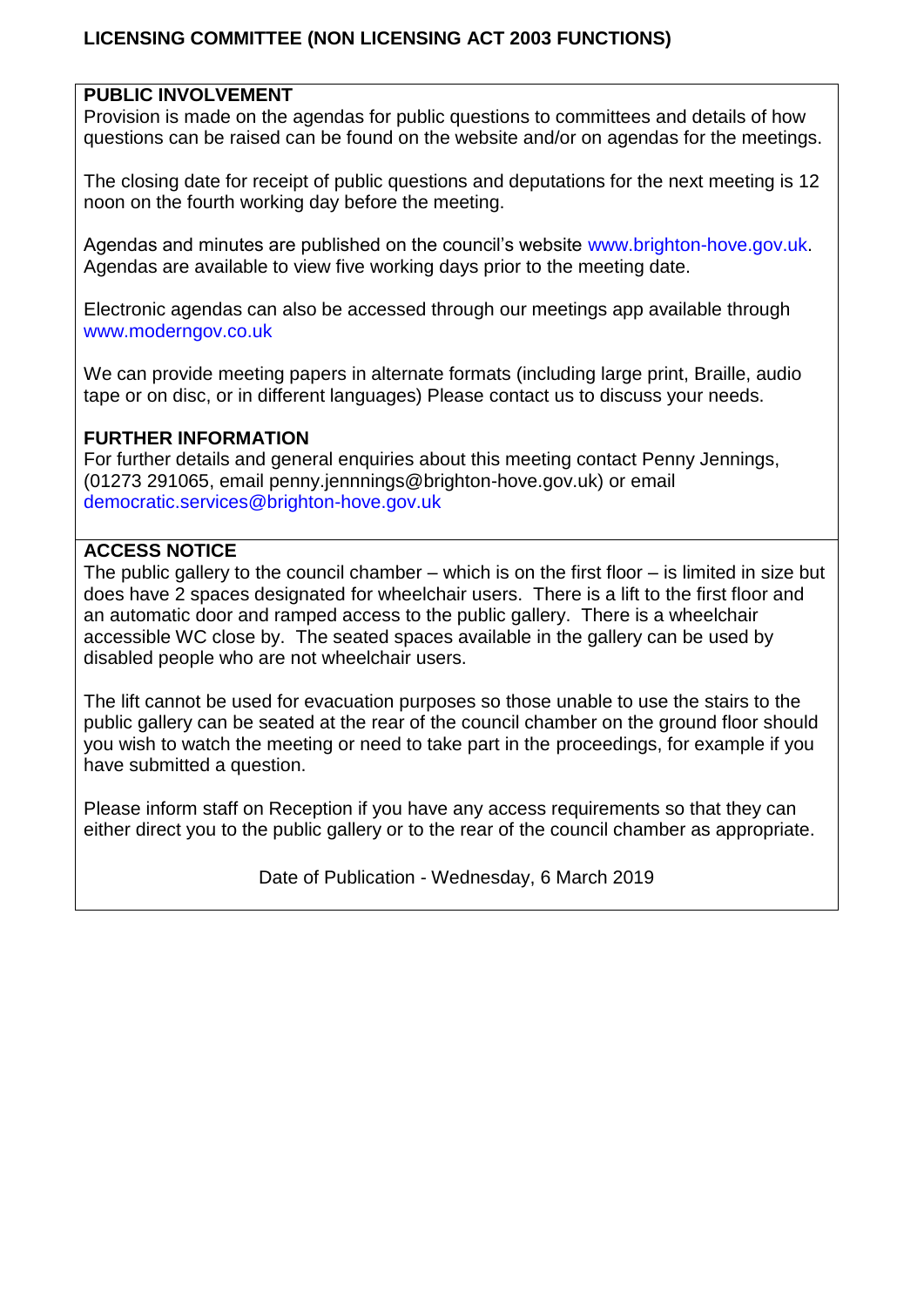## LICENSING COMMITTEE (NON LICENSING ACT 2003 FUNCTIONS)

**PUBLIC INVOLVEMENT**

Provision is made on the agendas for public questions to committees and details of how questions can be raised can be found on the website and/or on agendas for the meetings.

The closing date for receipt of public questions and deputations for the next meeting is 12 noon on the fourth working day before the meeting.

Agendas and minutes are published on the council's website www.brighton-hove.gov.uk. Agendas are available to view five working days prior to the meeting date.

Electronic agendas can also be accessed through our meetings app available through www.moderngov.co.uk

We can provide meeting papers in alternate formats (including large print, Braille, audio tape or on disc, or in different languages) Please contact us to discuss your needs.

**FURTHER INFORMATION**

For further details and general enquiries about this meeting contact Penny Jennings, (01273 291065, email penny.jennnings@brighton-hove.gov.uk) or email democratic.services@brighton-hove.gov.uk

**ACCESS NOTICE**

The public gallery to the council chamber – which is on the first floor – is limited in size but does have 2 spaces designated for wheelchair users. There is a lift to the first floor and an automatic door and ramped access to the public gallery. There is a wheelchair accessible WC close by. The seated spaces available in the gallery can be used by disabled people who are not wheelchair users.

The lift cannot be used for evacuation purposes so those unable to use the stairs to the public gallery can be seated at the rear of the council chamber on the ground floor should you wish to watch the meeting or need to take part in the proceedings, for example if you have submitted a question.

Please inform staff on Reception if you have any access requirements so that they can either direct you to the public gallery or to the rear of the council chamber as appropriate.

Date of Publication - Wednesday, 6 March 2019